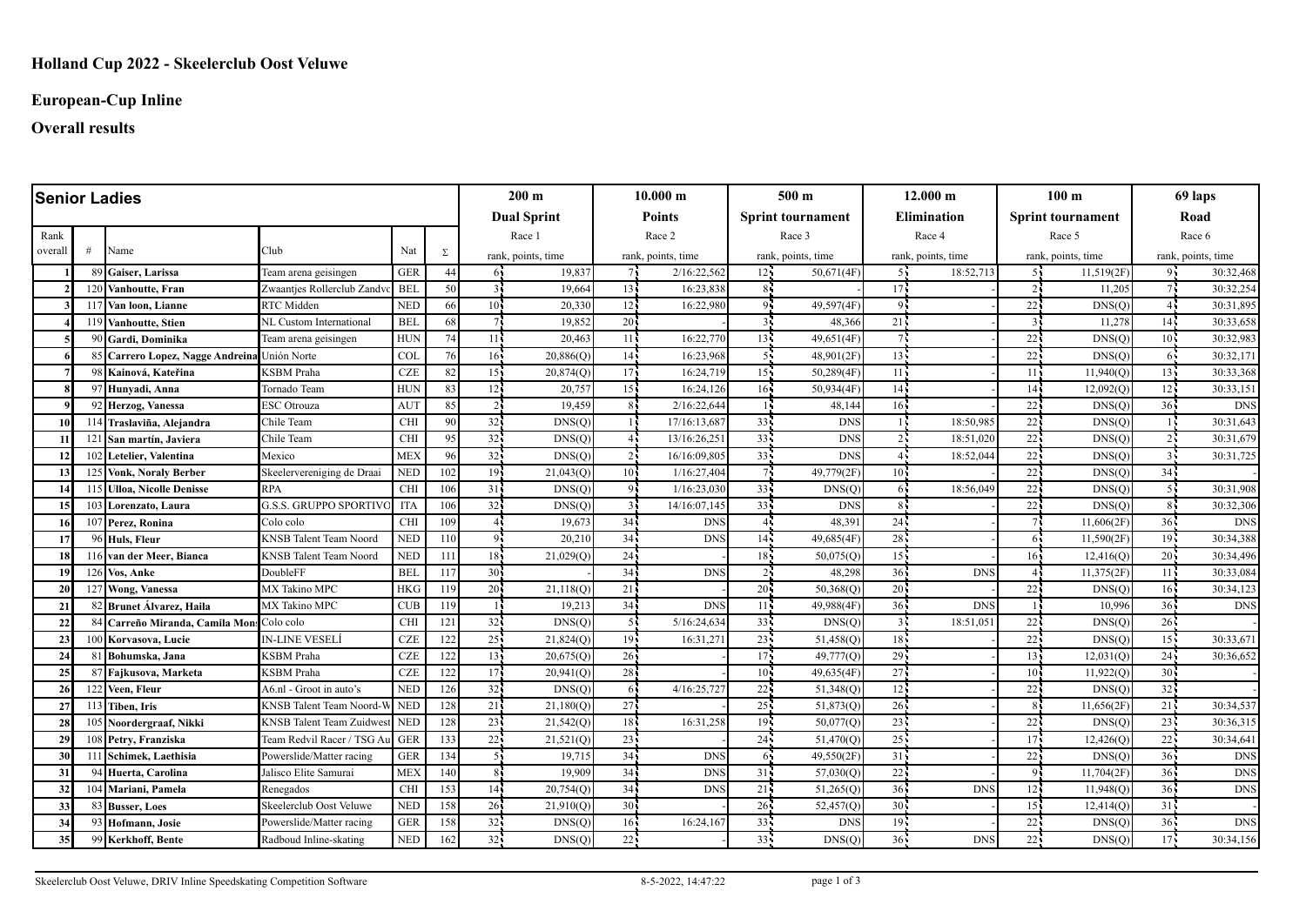# Holland Cup 2022 - Skeelerclub Oost Veluwe

## European-Cup Inline

## Overall results

| Senior Ladies | | | | | | 200 m | | 10.000 m | | 500 m | | 12.000 m | | 100 m | | 69 laps | |
|---|---|---|---|---|---|---|---|---|---|---|---|---|---|---|---|---|---|
| | | | | | | Dual Sprint | | Points | | Sprint tournament | | Elimination | | Sprint tournament | | Road | |
| Rank | | | | | | Race 1 | | Race 2 | | Race 3 | | Race 4 | | Race 5 | | Race 6 | |
| overall | # | Name | Club | Nat | Σ | rank, points, time | | rank, points, time | | rank, points, time | | rank, points, time | | rank, points, time | | rank, points, time | |
| 1 | 89 | **Gaiser, Larissa** | Team arena geisingen | GER | 44 | 6 | 19,837 | 7 | 2/16:22,562 | 12 | 50,671(4F) | 5 | 18:52,713 | 5 | 11,519(2F) | 9 | 30:32,468 |
| 2 | 120 | **Vanhoutte, Fran** | Zwaantjes Rollerclub Zandvo | BEL | 50 | 3 | 19,664 | 13 | 16:23,838 | 8 | - | 17 | - | 2 | 11,205 | 7 | 30:32,254 |
| 3 | 117 | **Van loon, Lianne** | RTC Midden | NED | 66 | 10 | 20,330 | 12 | 16:22,980 | 9 | 49,597(4F) | 9 | - | 22 | DNS(Q) | 4 | 30:31,895 |
| 4 | 119 | **Vanhoutte, Stien** | NL Custom International | BEL | 68 | 7 | 19,852 | 20 | - | 3 | 48,366 | 21 | - | 3 | 11,278 | 14 | 30:33,658 |
| 5 | 90 | **Gardi, Dominika** | Team arena geisingen | HUN | 74 | 11 | 20,463 | 11 | 16:22,770 | 13 | 49,651(4F) | 7 | - | 22 | DNS(Q) | 10 | 30:32,983 |
| 6 | 85 | **Carrero Lopez, Nagge Andreina** | Unión Norte | COL | 76 | 16 | 20,886(Q) | 14 | 16:23,968 | 5 | 48,901(2F) | 13 | - | 22 | DNS(Q) | 6 | 30:32,171 |
| 7 | 98 | **Kainová, Kateřina** | KSBM Praha | CZE | 82 | 15 | 20,874(Q) | 17 | 16:24,719 | 15 | 50,289(4F) | 11 | - | 11 | 11,940(Q) | 13 | 30:33,368 |
| 8 | 97 | **Hunyadi, Anna** | Tornado Team | HUN | 83 | 12 | 20,757 | 15 | 16:24,126 | 16 | 50,934(4F) | 14 | - | 14 | 12,092(Q) | 12 | 30:33,151 |
| 9 | 92 | **Herzog, Vanessa** | ESC Otrouza | AUT | 85 | 2 | 19,459 | 8 | 2/16:22,644 | 1 | 48,144 | 16 | - | 22 | DNS(Q) | 36 | DNS |
| 10 | 114 | **Traslaviña, Alejandra** | Chile Team | CHI | 90 | 32 | DNS(Q) | 1 | 17/16:13,687 | 33 | DNS | 1 | 18:50,985 | 22 | DNS(Q) | 1 | 30:31,643 |
| 11 | 121 | **San martín, Javiera** | Chile Team | CHI | 95 | 32 | DNS(Q) | 4 | 13/16:26,251 | 33 | DNS | 2 | 18:51,020 | 22 | DNS(Q) | 2 | 30:31,679 |
| 12 | 102 | **Letelier, Valentina** | Mexico | MEX | 96 | 32 | DNS(Q) | 2 | 16/16:09,805 | 33 | DNS | 4 | 18:52,044 | 22 | DNS(Q) | 3 | 30:31,725 |
| 13 | 125 | **Vonk, Noraly Berber** | Skeelervereniging de Draai | NED | 102 | 19 | 21,043(Q) | 10 | 1/16:27,404 | 7 | 49,779(2F) | 10 | - | 22 | DNS(Q) | 34 | - |
| 14 | 115 | **Ulloa, Nicolle Denisse** | RPA | CHI | 106 | 31 | DNS(Q) | 9 | 1/16:23,030 | 33 | DNS(Q) | 6 | 18:56,049 | 22 | DNS(Q) | 5 | 30:31,908 |
| 15 | 103 | **Lorenzato, Laura** | G.S.S. GRUPPO SPORTIVO | ITA | 106 | 32 | DNS(Q) | 3 | 14/16:07,145 | 33 | DNS | 8 | - | 22 | DNS(Q) | 8 | 30:32,306 |
| 16 | 107 | **Perez, Ronina** | Colo colo | CHI | 109 | 4 | 19,673 | 34 | DNS | 4 | 48,391 | 24 | - | 7 | 11,606(2F) | 36 | DNS |
| 17 | 96 | **Huls, Fleur** | KNSB Talent Team Noord | NED | 110 | 9 | 20,210 | 34 | DNS | 14 | 49,685(4F) | 28 | - | 6 | 11,590(2F) | 19 | 30:34,388 |
| 18 | 116 | **van der Meer, Bianca** | KNSB Talent Team Noord | NED | 111 | 18 | 21,029(Q) | 24 | - | 18 | 50,075(Q) | 15 | - | 16 | 12,416(Q) | 20 | 30:34,496 |
| 19 | 126 | **Vos, Anke** | DoubleFF | BEL | 117 | 30 | - | 34 | DNS | 2 | 48,298 | 36 | DNS | 4 | 11,375(2F) | 11 | 30:33,084 |
| 20 | 127 | **Wong, Vanessa** | MX Takino MPC | HKG | 119 | 20 | 21,118(Q) | 21 | - | 20 | 50,368(Q) | 20 | - | 22 | DNS(Q) | 16 | 30:34,123 |
| 21 | 82 | **Brunet Álvarez, Haila** | MX Takino MPC | CUB | 119 | 1 | 19,213 | 34 | DNS | 11 | 49,988(4F) | 36 | DNS | 1 | 10,996 | 36 | DNS |
| 22 | 84 | **Carreño Miranda, Camila Mon** | Colo colo | CHI | 121 | 32 | DNS(Q) | 5 | 5/16:24,634 | 33 | DNS(Q) | 3 | 18:51,051 | 22 | DNS(Q) | 26 | - |
| 23 | 100 | **Korvasova, Lucie** | IN-LINE VESELÍ | CZE | 122 | 25 | 21,824(Q) | 19 | 16:31,271 | 23 | 51,458(Q) | 18 | - | 22 | DNS(Q) | 15 | 30:33,671 |
| 24 | 81 | **Bohumska, Jana** | KSBM Praha | CZE | 122 | 13 | 20,675(Q) | 26 | - | 17 | 49,777(Q) | 29 | - | 13 | 12,031(Q) | 24 | 30:36,652 |
| 25 | 87 | **Fajkusova, Marketa** | KSBM Praha | CZE | 122 | 17 | 20,941(Q) | 28 | - | 10 | 49,635(4F) | 27 | - | 10 | 11,922(Q) | 30 | - |
| 26 | 122 | **Veen, Fleur** | A6.nl - Groot in auto's | NED | 126 | 32 | DNS(Q) | 6 | 4/16:25,727 | 22 | 51,348(Q) | 12 | - | 22 | DNS(Q) | 32 | - |
| 27 | 113 | **Tiben, Iris** | KNSB Talent Team Noord-W | NED | 128 | 21 | 21,180(Q) | 27 | - | 25 | 51,873(Q) | 26 | - | 8 | 11,656(2F) | 21 | 30:34,537 |
| 28 | 105 | **Noordergraaf, Nikki** | KNSB Talent Team Zuidwest | NED | 128 | 23 | 21,542(Q) | 18 | 16:31,258 | 19 | 50,077(Q) | 23 | - | 22 | DNS(Q) | 23 | 30:36,315 |
| 29 | 108 | **Petry, Franziska** | Team Redvil Racer / TSG Au | GER | 133 | 22 | 21,521(Q) | 23 | - | 24 | 51,470(Q) | 25 | - | 17 | 12,426(Q) | 22 | 30:34,641 |
| 30 | 111 | **Schimek, Laethisia** | Powerslide/Matter racing | GER | 134 | 5 | 19,715 | 34 | DNS | 6 | 49,550(2F) | 31 | - | 22 | DNS(Q) | 36 | DNS |
| 31 | 94 | **Huerta, Carolina** | Jalisco Elite Samurai | MEX | 140 | 8 | 19,909 | 34 | DNS | 31 | 57,030(Q) | 22 | - | 9 | 11,704(2F) | 36 | DNS |
| 32 | 104 | **Mariani, Pamela** | Renegados | CHI | 153 | 14 | 20,754(Q) | 34 | DNS | 21 | 51,265(Q) | 36 | DNS | 12 | 11,948(Q) | 36 | DNS |
| 33 | 83 | **Busser, Loes** | Skeelerclub Oost Veluwe | NED | 158 | 26 | 21,910(Q) | 30 | - | 26 | 52,457(Q) | 30 | - | 15 | 12,414(Q) | 31 | - |
| 34 | 93 | **Hofmann, Josie** | Powerslide/Matter racing | GER | 158 | 32 | DNS(Q) | 16 | 16:24,167 | 33 | DNS | 19 | - | 22 | DNS(Q) | 36 | DNS |
| 35 | 99 | **Kerkhoff, Bente** | Radboud Inline-skating | NED | 162 | 32 | DNS(Q) | 22 | - | 33 | DNS(Q) | 36 | DNS | 22 | DNS(Q) | 17 | 30:34,156 |

Skeelerclub Oost Veluwe, DRIV Inline Speedskating Competition Software 8-5-2022, 14:47:22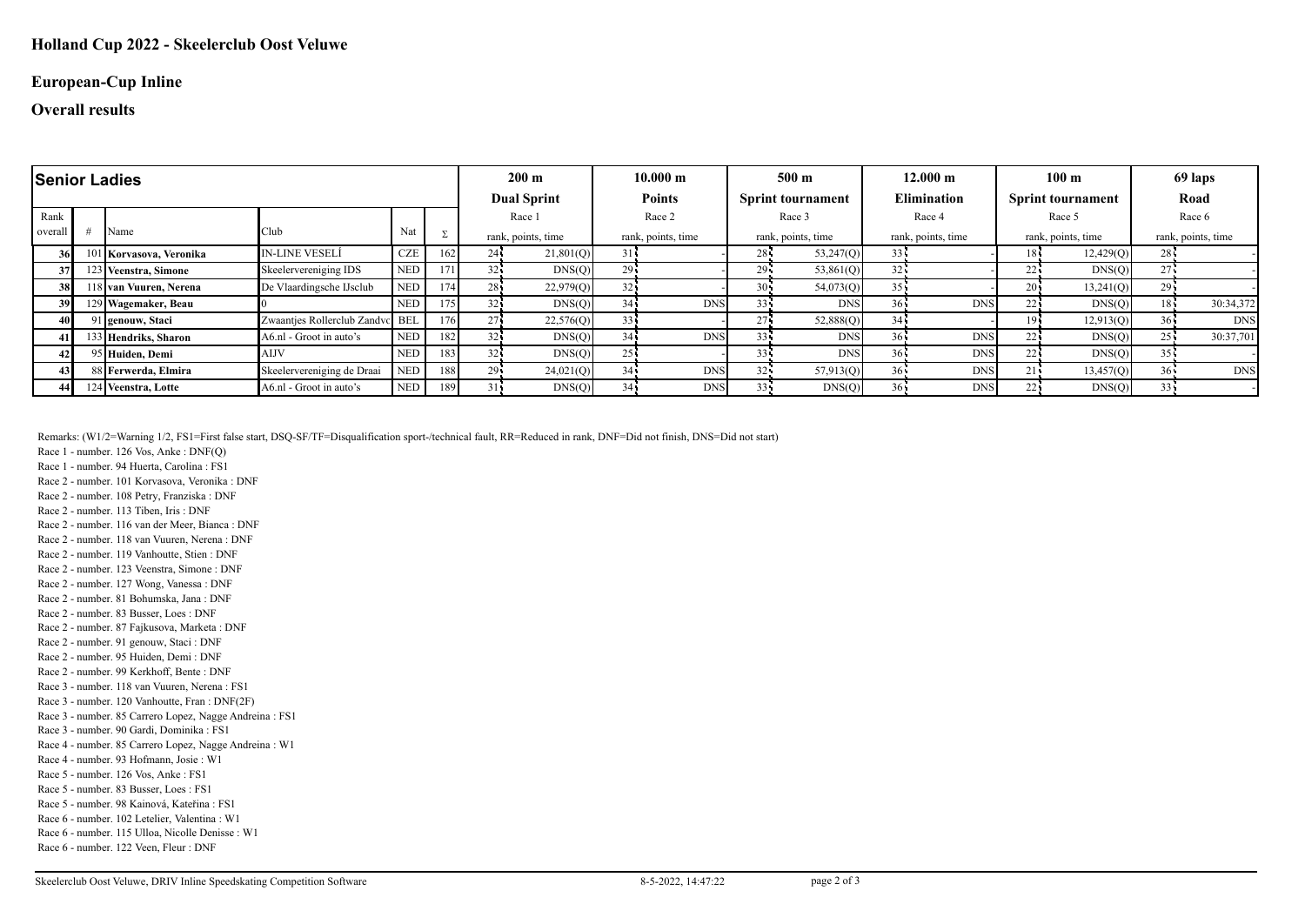## Holland Cup 2022 - Skeelerclub Oost Veluwe

## European-Cup Inline

## Overall results

| Senior Ladies | | | | | | 200 m | | 10.000 m | | 500 m | | 12.000 m | | 100 m | | 69 laps | |
|---|---|---|---|---|---|---|---|---|---|---|---|---|---|---|---|---|---|
| | | | | | | Dual Sprint | | Points | | Sprint tournament | | Elimination | | Sprint tournament | | Road | |
| Rank overall | # | Name | Club | Nat | Σ | Race 1 rank, points, time | | Race 2 rank, points, time | | Race 3 rank, points, time | | Race 4 rank, points, time | | Race 5 rank, points, time | | Race 6 rank, points, time | |
| 36 | 101 | Korvasova, Veronika | IN-LINE VESELÍ | CZE | 162 | 24 | 21,801(Q) | 31 | - | 28 | 53,247(Q) | 33 | - | 18 | 12,429(Q) | 28 | - |
| 37 | 123 | Veenstra, Simone | Skeelervereniging IDS | NED | 171 | 32 | DNS(Q) | 29 | - | 29 | 53,861(Q) | 32 | - | 22 | DNS(Q) | 27 | - |
| 38 | 118 | van Vuuren, Nerena | De Vlaardingsche IJsclub | NED | 174 | 28 | 22,979(Q) | 32 | - | 30 | 54,073(Q) | 35 | - | 20 | 13,241(Q) | 29 | - |
| 39 | 129 | Wagemaker, Beau | 0 | NED | 175 | 32 | DNS(Q) | 34 | DNS | 33 | DNS | 36 | DNS | 22 | DNS(Q) | 18 | 30:34,372 |
| 40 | 91 | genouw, Staci | Zwaantjes Rollerclub Zandvo | BEL | 176 | 27 | 22,576(Q) | 33 | - | 27 | 52,888(Q) | 34 | - | 19 | 12,913(Q) | 36 | DNS |
| 41 | 133 | Hendriks, Sharon | A6.nl - Groot in auto's | NED | 182 | 32 | DNS(Q) | 34 | DNS | 33 | DNS | 36 | DNS | 22 | DNS(Q) | 25 | 30:37,701 |
| 42 | 95 | Huiden, Demi | AIJV | NED | 183 | 32 | DNS(Q) | 25 | - | 33 | DNS | 36 | DNS | 22 | DNS(Q) | 35 | - |
| 43 | 88 | Ferwerda, Elmira | Skeelervereniging de Draai | NED | 188 | 29 | 24,021(Q) | 34 | DNS | 32 | 57,913(Q) | 36 | DNS | 21 | 13,457(Q) | 36 | DNS |
| 44 | 124 | Veenstra, Lotte | A6.nl - Groot in auto's | NED | 189 | 31 | DNS(Q) | 34 | DNS | 33 | DNS(Q) | 36 | DNS | 22 | DNS(Q) | 33 | - |

Remarks: (W1/2=Warning 1/2, FS1=First false start, DSQ-SF/TF=Disqualification sport-/technical fault, RR=Reduced in rank, DNF=Did not finish, DNS=Did not start)

Race 1 - number. 126 Vos, Anke : DNF(Q)
Race 1 - number. 94 Huerta, Carolina : FS1
Race 2 - number. 101 Korvasova, Veronika : DNF
Race 2 - number. 108 Petry, Franziska : DNF
Race 2 - number. 113 Tiben, Iris : DNF
Race 2 - number. 116 van der Meer, Bianca : DNF
Race 2 - number. 118 van Vuuren, Nerena : DNF
Race 2 - number. 119 Vanhoutte, Stien : DNF
Race 2 - number. 123 Veenstra, Simone : DNF
Race 2 - number. 127 Wong, Vanessa : DNF
Race 2 - number. 81 Bohumska, Jana : DNF
Race 2 - number. 83 Busser, Loes : DNF
Race 2 - number. 87 Fajkusova, Marketa : DNF
Race 2 - number. 91 genouw, Staci : DNF
Race 2 - number. 95 Huiden, Demi : DNF
Race 2 - number. 99 Kerkhoff, Bente : DNF
Race 3 - number. 118 van Vuuren, Nerena : FS1
Race 3 - number. 120 Vanhoutte, Fran : DNF(2F)
Race 3 - number. 85 Carrero Lopez, Nagge Andreina : FS1
Race 3 - number. 90 Gardi, Dominika : FS1
Race 4 - number. 85 Carrero Lopez, Nagge Andreina : W1
Race 4 - number. 93 Hofmann, Josie : W1
Race 5 - number. 126 Vos, Anke : FS1
Race 5 - number. 83 Busser, Loes : FS1
Race 5 - number. 98 Kainová, Kateřina : FS1
Race 6 - number. 102 Letelier, Valentina : W1
Race 6 - number. 115 Ulloa, Nicolle Denisse : W1
Race 6 - number. 122 Veen, Fleur : DNF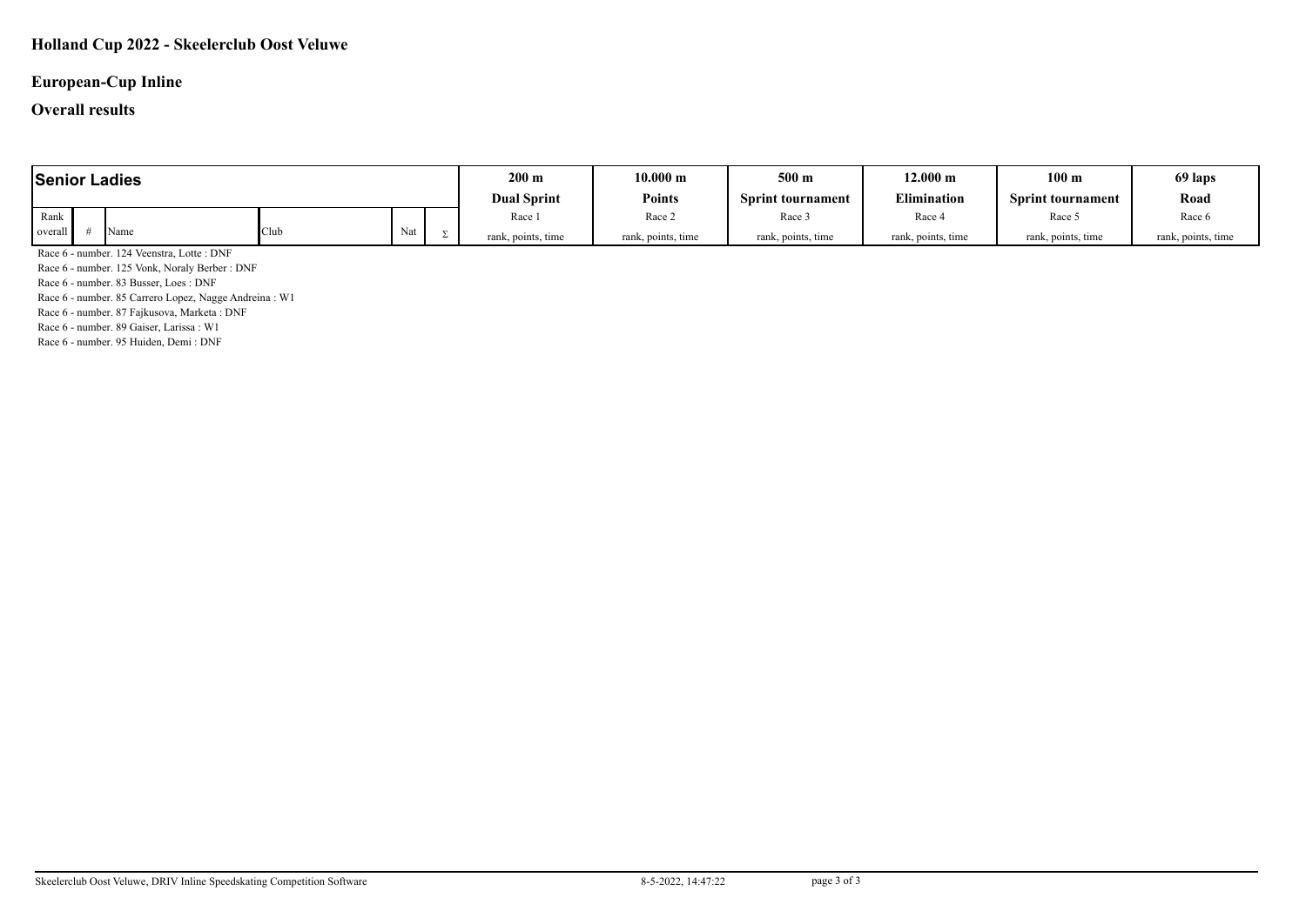**Holland Cup 2022 - Skeelerclub Oost Veluwe**

**European-Cup Inline**

**Overall results**

| Senior Ladies | | | | | | 200 m | 10.000 m | 500 m | 12.000 m | 100 m | 69 laps |
|---|---|---|---|---|---|---|---|---|---|---|---|
| | | | | | | Dual Sprint | Points | Sprint tournament | Elimination | Sprint tournament | Road |
| Rank overall | # | Name | Club | Nat | Σ | Race 1 rank, points, time | Race 2 rank, points, time | Race 3 rank, points, time | Race 4 rank, points, time | Race 5 rank, points, time | Race 6 rank, points, time |

Race 6 - number. 124 Veenstra, Lotte : DNF
Race 6 - number. 125 Vonk, Noraly Berber : DNF
Race 6 - number. 83 Busser, Loes : DNF
Race 6 - number. 85 Carrero Lopez, Nagge Andreina : W1
Race 6 - number. 87 Fajkusova, Marketa : DNF
Race 6 - number. 89 Gaiser, Larissa : W1
Race 6 - number. 95 Huiden, Demi : DNF

Skeelerclub Oost Veluwe, DRIV Inline Speedskating Competition Software 8-5-2022, 14:47:22